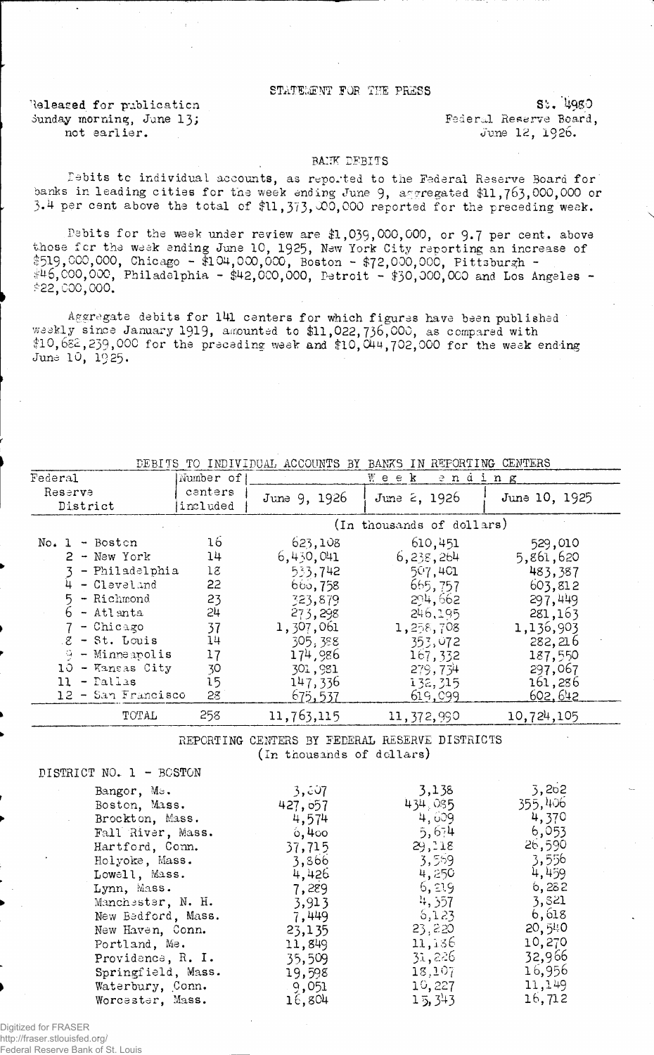STATEMENT FOR THE PRESS

Released for publication Sunday morning, June 13; not earlier.

St. 4980
Federal Reserve Board,
June 12, 1926.

## BANK DEBITS

Debits to individual accounts, as reported to the Federal Reserve Board for banks in leading cities for the week ending June 9, aggregated $11,763,000,000 or 3.4 per cent above the total of $11,373,000,000 reported for the preceding week.

Debits for the week under review are $1,039,000,000, or 9.7 per cent. above those for the week ending June 10, 1925, New York City reporting an increase of $519,000,000, Chicago - $104,000,000, Boston - $72,000,000, Pittsburgh - $46,000,000, Philadelphia - $42,000,000, Detroit - $30,000,000 and Los Angeles - $22,000,000.

Aggregate debits for 141 centers for which figures have been published weekly since January 1919, amounted to $11,022,736,000, as compared with $10,682,239,000 for the preceding week and $10,044,702,000 for the week ending June 10, 1925.

DEBITS TO INDIVIDUAL ACCOUNTS BY BANKS IN REPORTING CENTERS

| Federal Reserve District | Number of centers included | Week ending June 9, 1926 | June 2, 1926 | June 10, 1925 |
|---|---|---|---|---|
| | | (In thousands of dollars) | | |
| No. 1 - Boston | 16 | 623,108 | 610,451 | 529,010 |
| 2 - New York | 14 | 6,430,041 | 6,238,264 | 5,861,620 |
| 3 - Philadelphia | 18 | 533,742 | 507,401 | 483,387 |
| 4 - Cleveland | 22 | 660,758 | 665,757 | 603,812 |
| 5 - Richmond | 23 | 323,879 | 294,662 | 297,449 |
| 6 - Atlanta | 24 | 273,298 | 246,195 | 281,163 |
| 7 - Chicago | 37 | 1,307,061 | 1,258,708 | 1,136,903 |
| 8 - St. Louis | 14 | 305,388 | 353,072 | 282,216 |
| 9 - Minneapolis | 17 | 174,986 | 167,332 | 187,550 |
| 10 - Kansas City | 30 | 301,981 | 279,734 | 297,067 |
| 11 - Dallas | 15 | 147,336 | 132,315 | 161,286 |
| 12 - San Francisco | 28 | 675,537 | 619,099 | 602,642 |
| TOTAL | 258 | 11,763,115 | 11,372,990 | 10,724,105 |

REPORTING CENTERS BY FEDERAL RESERVE DISTRICTS
(In thousands of dollars)

DISTRICT NO. 1 - BOSTON

| | June 9, 1926 | June 2, 1926 | June 10, 1925 |
|---|---|---|---|
| Bangor, Me. | 3,007 | 3,138 | 3,262 |
| Boston, Mass. | 427,057 | 434,085 | 355,406 |
| Brockton, Mass. | 4,574 | 4,609 | 4,370 |
| Fall River, Mass. | 6,400 | 5,674 | 6,053 |
| Hartford, Conn. | 37,715 | 29,218 | 26,590 |
| Holyoke, Mass. | 3,866 | 3,559 | 3,556 |
| Lowell, Mass. | 4,426 | 4,250 | 4,459 |
| Lynn, Mass. | 7,289 | 6,219 | 6,282 |
| Manchester, N. H. | 3,913 | 4,357 | 3,821 |
| New Bedford, Mass. | 7,449 | 6,123 | 6,618 |
| New Haven, Conn. | 23,135 | 23,220 | 20,540 |
| Portland, Me. | 11,849 | 11,136 | 10,270 |
| Providence, R. I. | 35,509 | 31,226 | 32,966 |
| Springfield, Mass. | 19,598 | 18,107 | 16,956 |
| Waterbury, Conn. | 9,051 | 10,227 | 11,149 |
| Worcester, Mass. | 16,804 | 15,343 | 16,712 |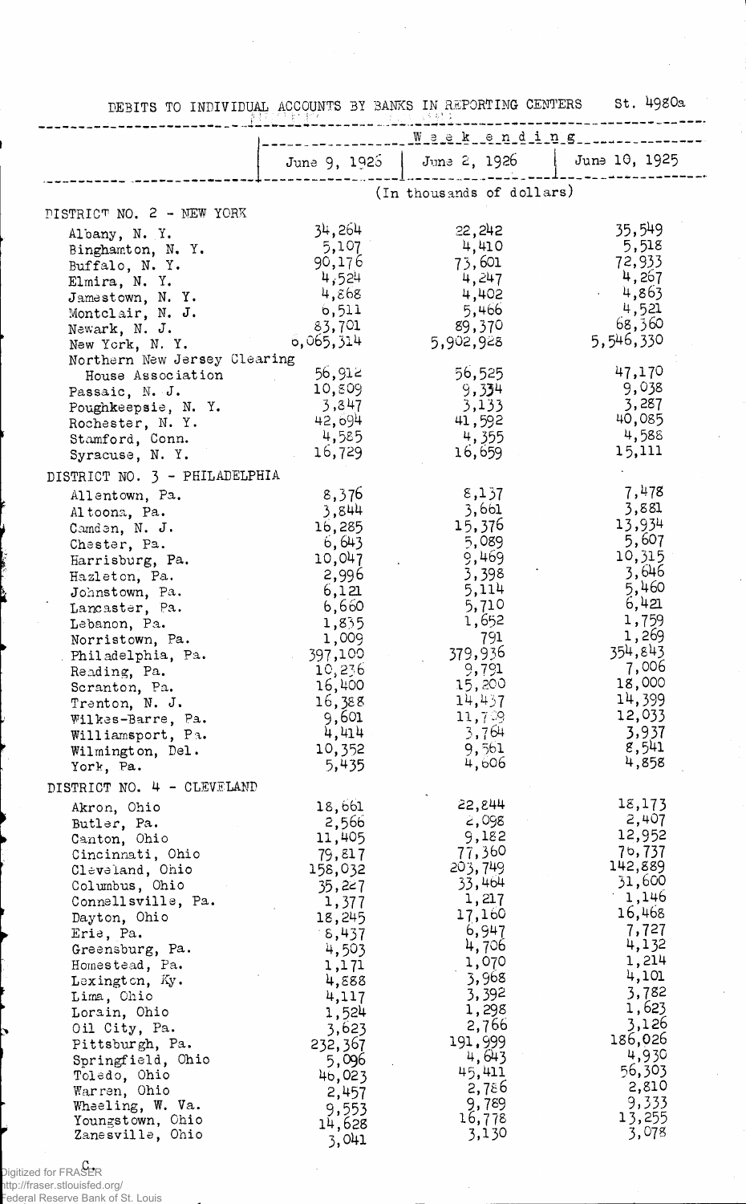DEBITS TO INDIVIDUAL ACCOUNTS BY BANKS IN REPORTING CENTERS St. 4980a

| | Week ending | | |
|---|---|---|---|
| | June 9, 1926 | June 2, 1926 | June 10, 1925 |
| | (In thousands of dollars) | | |
| **DISTRICT NO. 2 - NEW YORK** | | | |
| Albany, N. Y. | 34,264 | 22,242 | 35,549 |
| Binghamton, N. Y. | 5,107 | 4,410 | 5,518 |
| Buffalo, N. Y. | 90,176 | 73,601 | 72,933 |
| Elmira, N. Y. | 4,524 | 4,247 | 4,267 |
| Jamestown, N. Y. | 4,868 | 4,402 | 4,863 |
| Montclair, N. J. | 6,511 | 5,466 | 4,521 |
| Newark, N. J. | 83,701 | 89,370 | 68,360 |
| New York, N. Y. | 6,065,314 | 5,902,928 | 5,546,330 |
| Northern New Jersey Clearing House Association | 56,912 | 56,525 | 47,170 |
| Passaic, N. J. | 10,809 | 9,334 | 9,038 |
| Poughkeepsie, N. Y. | 3,847 | 3,133 | 3,287 |
| Rochester, N. Y. | 42,694 | 41,592 | 40,085 |
| Stamford, Conn. | 4,585 | 4,355 | 4,588 |
| Syracuse, N. Y. | 16,729 | 16,659 | 15,111 |
| **DISTRICT NO. 3 - PHILADELPHIA** | | | |
| Allentown, Pa. | 8,376 | 8,137 | 7,478 |
| Altoona, Pa. | 3,844 | 3,661 | 3,881 |
| Camden, N. J. | 16,285 | 15,376 | 13,934 |
| Chester, Pa. | 6,643 | 5,089 | 5,607 |
| Harrisburg, Pa. | 10,047 | 9,469 | 10,315 |
| Hazleton, Pa. | 2,996 | 3,398 | 3,646 |
| Johnstown, Pa. | 6,121 | 5,114 | 5,460 |
| Lancaster, Pa. | 6,660 | 5,710 | 6,421 |
| Lebanon, Pa. | 1,835 | 1,652 | 1,759 |
| Norristown, Pa. | 1,009 | 791 | 1,269 |
| Philadelphia, Pa. | 397,100 | 379,936 | 354,843 |
| Reading, Pa. | 10,236 | 9,791 | 7,006 |
| Scranton, Pa. | 16,400 | 15,200 | 18,000 |
| Trenton, N. J. | 16,388 | 14,437 | 14,399 |
| Wilkes-Barre, Pa. | 9,601 | 11,759 | 12,033 |
| Williamsport, Pa. | 4,414 | 3,764 | 3,937 |
| Wilmington, Del. | 10,352 | 9,561 | 8,541 |
| York, Pa. | 5,435 | 4,606 | 4,858 |
| **DISTRICT NO. 4 - CLEVELAND** | | | |
| Akron, Ohio | 18,661 | 22,844 | 18,173 |
| Butler, Pa. | 2,566 | 2,098 | 2,407 |
| Canton, Ohio | 11,405 | 9,182 | 12,952 |
| Cincinnati, Ohio | 79,817 | 77,360 | 76,737 |
| Cleveland, Ohio | 158,032 | 203,749 | 142,889 |
| Columbus, Ohio | 35,227 | 33,464 | 31,600 |
| Connellsville, Pa. | 1,377 | 1,217 | 1,146 |
| Dayton, Ohio | 18,245 | 17,160 | 16,468 |
| Erie, Pa. | 8,437 | 6,947 | 7,727 |
| Greensburg, Pa. | 4,503 | 4,706 | 4,132 |
| Homestead, Pa. | 1,171 | 1,070 | 1,214 |
| Lexington, Ky. | 4,888 | 3,968 | 4,101 |
| Lima, Ohio | 4,117 | 3,392 | 3,782 |
| Lorain, Ohio | 1,524 | 1,298 | 1,623 |
| Oil City, Pa. | 3,623 | 2,766 | 3,126 |
| Pittsburgh, Pa. | 232,367 | 191,999 | 186,026 |
| Springfield, Ohio | 5,096 | 4,643 | 4,930 |
| Toledo, Ohio | 46,023 | 45,411 | 56,303 |
| Warren, Ohio | 2,457 | 2,786 | 2,810 |
| Wheeling, W. Va. | 9,553 | 9,789 | 9,333 |
| Youngstown, Ohio | 14,628 | 16,778 | 13,255 |
| Zanesville, Ohio | 3,041 | 3,130 | 3,078 |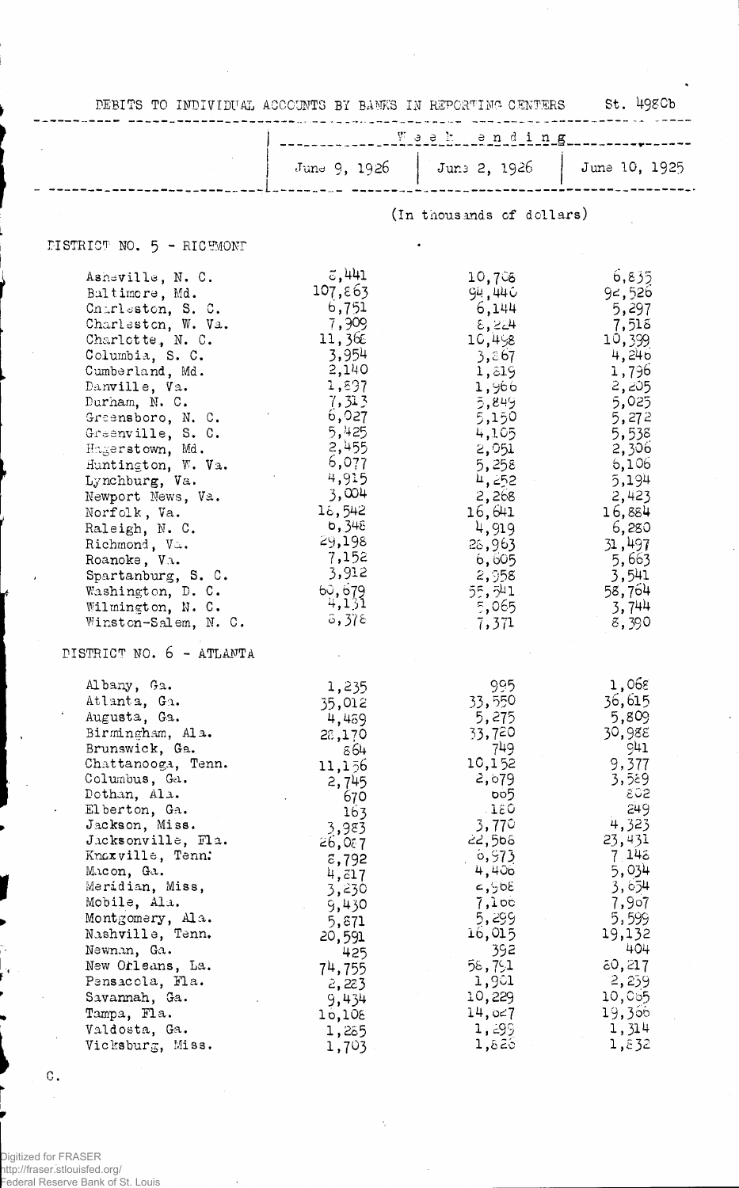DEBITS TO INDIVIDUAL ACCOUNTS BY BANKS IN REPORTING CENTERS St. 4980b

| | Week ending | | |
|---|---|---|---|
| | June 9, 1926 | June 2, 1926 | June 10, 1925 |
| | (In thousands of dollars) | | |
| **DISTRICT NO. 5 - RICHMOND** | | | |
| Asheville, N. C. | 8,441 | 10,708 | 6,835 |
| Baltimore, Md. | 107,863 | 94,440 | 92,526 |
| Charleston, S. C. | 6,751 | 6,144 | 5,297 |
| Charleston, W. Va. | 7,909 | 8,224 | 7,518 |
| Charlotte, N. C. | 11,368 | 10,498 | 10,399 |
| Columbia, S. C. | 3,954 | 3,867 | 4,246 |
| Cumberland, Md. | 2,140 | 1,819 | 1,796 |
| Danville, Va. | 1,897 | 1,966 | 2,205 |
| Durham, N. C. | 7,313 | 5,849 | 5,025 |
| Greensboro, N. C. | 6,027 | 5,150 | 5,272 |
| Greenville, S. C. | 5,425 | 4,105 | 5,538 |
| Hagerstown, Md. | 2,455 | 2,051 | 2,306 |
| Huntington, W. Va. | 6,077 | 5,258 | 6,106 |
| Lynchburg, Va. | 4,915 | 4,252 | 5,194 |
| Newport News, Va. | 3,004 | 2,268 | 2,423 |
| Norfolk, Va. | 18,542 | 16,641 | 16,884 |
| Raleigh, N. C. | 6,348 | 4,919 | 6,280 |
| Richmond, Va. | 29,198 | 28,963 | 31,497 |
| Roanoke, Va. | 7,152 | 6,605 | 5,663 |
| Spartanburg, S. C. | 3,912 | 2,958 | 3,541 |
| Washington, D. C. | 60,679 | 55,541 | 58,764 |
| Wilmington, N. C. | 4,131 | 5,065 | 3,744 |
| Winston-Salem, N. C. | 8,378 | 7,371 | 8,390 |
| **DISTRICT NO. 6 - ATLANTA** | | | |
| Albany, Ga. | 1,235 | 995 | 1,068 |
| Atlanta, Ga. | 35,012 | 33,550 | 36,615 |
| Augusta, Ga. | 4,489 | 5,275 | 5,809 |
| Birmingham, Ala. | 28,170 | 33,720 | 30,988 |
| Brunswick, Ga. | 864 | 749 | 941 |
| Chattanooga, Tenn. | 11,136 | 10,152 | 9,377 |
| Columbus, Ga. | 2,745 | 2,679 | 3,589 |
| Dothan, Ala. | 670 | 605 | 802 |
| Elberton, Ga. | 163 | 180 | 249 |
| Jackson, Miss. | 3,983 | 3,770 | 4,323 |
| Jacksonville, Fla. | 26,087 | 22,508 | 23,431 |
| Knoxville, Tenn. | 8,792 | 6,973 | 7,148 |
| Macon, Ga. | 4,817 | 4,406 | 5,034 |
| Meridian, Miss. | 3,230 | 2,908 | 3,654 |
| Mobile, Ala. | 9,430 | 7,100 | 7,907 |
| Montgomery, Ala. | 5,871 | 5,299 | 5,599 |
| Nashville, Tenn. | 20,591 | 16,015 | 19,132 |
| Newnan, Ga. | 425 | 392 | 404 |
| New Orleans, La. | 74,755 | 58,791 | 80,217 |
| Pensacola, Fla. | 2,283 | 1,901 | 2,259 |
| Savannah, Ga. | 9,434 | 10,229 | 10,065 |
| Tampa, Fla. | 16,108 | 14,027 | 19,366 |
| Valdosta, Ga. | 1,285 | 1,299 | 1,314 |
| Vicksburg, Miss. | 1,703 | 1,820 | 1,832 |

C.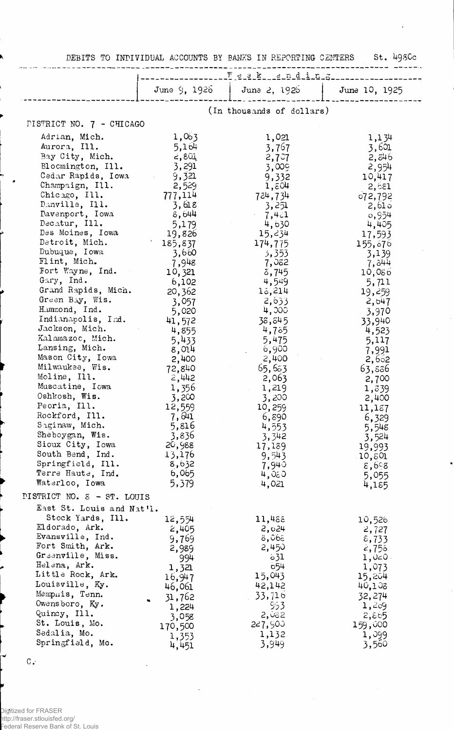DEBITS TO INDIVIDUAL ACCOUNTS BY BANKS IN REPORTING CENTERS St. 4980c

| | Week ending | | |
|---|---|---|---|
| | June 9, 1926 | June 2, 1926 | June 10, 1925 |
| | (In thousands of dollars) | | |
| **DISTRICT NO. 7 - CHICAGO** | | | |
| Adrian, Mich. | 1,063 | 1,021 | 1,134 |
| Aurora, Ill. | 5,164 | 3,767 | 3,601 |
| Bay City, Mich. | 2,801 | 2,707 | 2,846 |
| Bloomington, Ill. | 3,291 | 3,009 | 2,954 |
| Cedar Rapids, Iowa | 9,321 | 9,332 | 10,417 |
| Champaign, Ill. | 2,529 | 1,804 | 2,681 |
| Chicago, Ill. | 777,114 | 784,734 | 672,792 |
| Danville, Ill. | 3,618 | 3,251 | 2,616 |
| Davenport, Iowa | 8,644 | 7,421 | 6,954 |
| Decatur, Ill. | 5,179 | 4,630 | 4,405 |
| Des Moines, Iowa | 19,826 | 15,234 | 17,593 |
| Detroit, Mich. | 185,837 | 174,775 | 155,676 |
| Dubuque, Iowa | 3,660 | 3,353 | 3,139 |
| Flint, Mich. | 7,948 | 7,082 | 7,844 |
| Fort Wayne, Ind. | 10,321 | 8,745 | 10,086 |
| Gary, Ind. | 6,102 | 4,549 | 5,711 |
| Grand Rapids, Mich. | 20,362 | 18,214 | 19,259 |
| Green Bay, Wis. | 3,057 | 2,633 | 2,647 |
| Hammond, Ind. | 5,020 | 4,000 | 3,970 |
| Indianapolis, Ind. | 41,572 | 38,845 | 33,940 |
| Jackson, Mich. | 4,855 | 4,785 | 4,523 |
| Kalamazoo, Mich. | 5,433 | 5,475 | 5,117 |
| Lansing, Mich. | 8,014 | 6,900 | 7,991 |
| Mason City, Iowa | 2,400 | 2,400 | 2,662 |
| Milwaukee, Wis. | 72,840 | 65,683 | 63,886 |
| Moline, Ill. | 2,442 | 2,063 | 2,700 |
| Muscatine, Iowa | 1,356 | 1,219 | 1,839 |
| Oshkosh, Wis. | 3,200 | 3,200 | 2,400 |
| Peoria, Ill. | 12,559 | 10,259 | 11,187 |
| Rockford, Ill. | 7,641 | 6,890 | 6,329 |
| Saginaw, Mich. | 5,816 | 4,553 | 5,548 |
| Sheboygan, Wis. | 3,836 | 3,342 | 3,524 |
| Sioux City, Iowa | 20,988 | 17,189 | 19,993 |
| South Bend, Ind. | 13,176 | 9,543 | 10,801 |
| Springfield, Ill. | 8,632 | 7,940 | 8,698 |
| Terre Haute, Ind. | 6,065 | 4,080 | 5,055 |
| Waterloo, Iowa | 5,379 | 4,021 | 4,185 |
| **DISTRICT NO. 8 - ST. LOUIS** | | | |
| East St. Louis and Nat'l. Stock Yards, Ill. | 12,554 | 11,488 | 10,526 |
| Eldorado, Ark. | 2,405 | 2,024 | 2,727 |
| Evansville, Ind. | 9,769 | 8,068 | 8,733 |
| Fort Smith, Ark. | 2,989 | 2,450 | 2,758 |
| Greenville, Miss. | 994 | 831 | 1,020 |
| Helena, Ark. | 1,321 | 654 | 1,073 |
| Little Rock, Ark. | 16,947 | 15,043 | 15,204 |
| Louisville, Ky. | 46,061 | 42,142 | 40,108 |
| Memphis, Tenn. | 31,762 | 33,716 | 32,274 |
| Owensboro, Ky. | 1,224 | 993 | 1,209 |
| Quincy, Ill. | 3,058 | 2,082 | 2,865 |
| St. Louis, Mo. | 170,500 | 227,900 | 159,000 |
| Sedalia, Mo. | 1,353 | 1,132 | 1,099 |
| Springfield, Mo. | 4,451 | 3,949 | 3,560 |

C.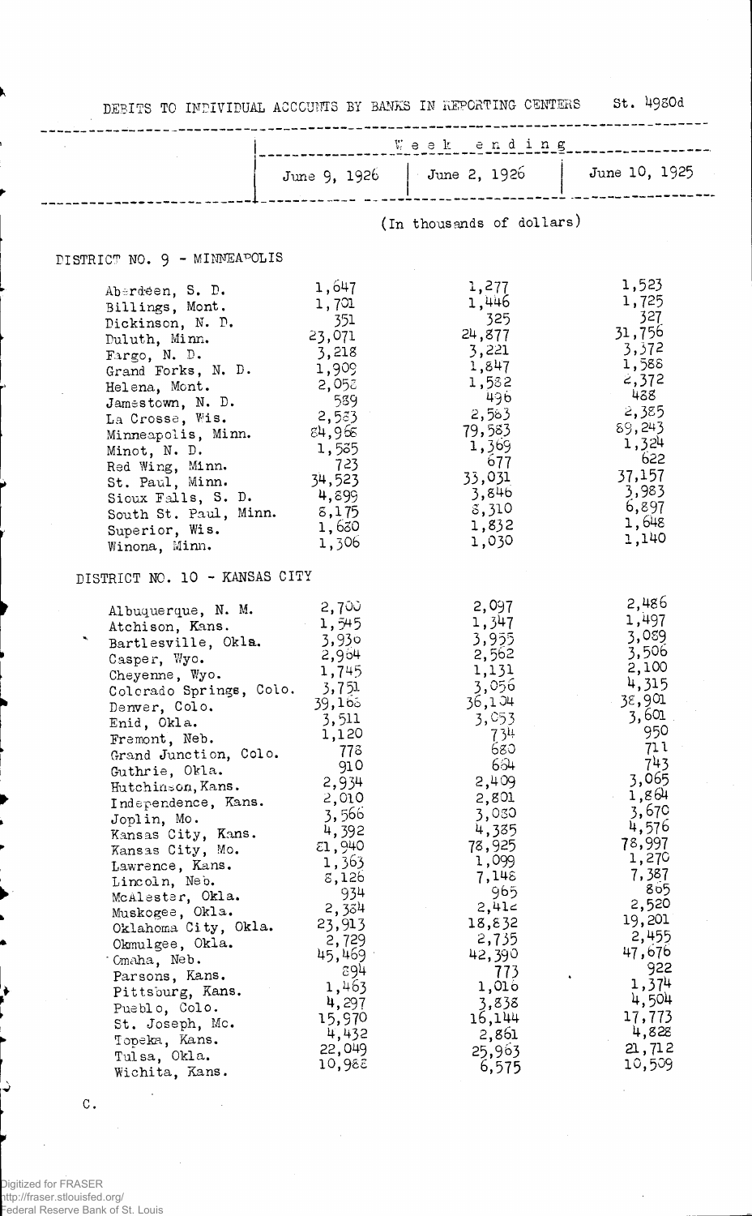DEBITS TO INDIVIDUAL ACCOUNTS BY BANKS IN REPORTING CENTERS St. 4980d

| | Week ending | | |
|---|---|---|---|
| | June 9, 1926 | June 2, 1926 | June 10, 1925 |
| | (In thousands of dollars) | | |
| **DISTRICT NO. 9 - MINNEAPOLIS** | | | |
| Aberdeen, S. D. | 1,647 | 1,277 | 1,523 |
| Billings, Mont. | 1,701 | 1,446 | 1,725 |
| Dickinson, N. D. | 351 | 325 | 327 |
| Duluth, Minn. | 23,071 | 24,877 | 31,756 |
| Fargo, N. D. | 3,218 | 3,221 | 3,372 |
| Grand Forks, N. D. | 1,909 | 1,847 | 1,588 |
| Helena, Mont. | 2,058 | 1,582 | 2,372 |
| Jamestown, N. D. | 589 | 496 | 488 |
| La Crosse, Wis. | 2,583 | 2,583 | 2,385 |
| Minneapolis, Minn. | 84,968 | 79,583 | 89,243 |
| Minot, N. D. | 1,585 | 1,369 | 1,324 |
| Red Wing, Minn. | 723 | 677 | 622 |
| St. Paul, Minn. | 34,523 | 33,031 | 37,157 |
| Sioux Falls, S. D. | 4,899 | 3,846 | 3,983 |
| South St. Paul, Minn. | 8,175 | 8,310 | 6,897 |
| Superior, Wis. | 1,680 | 1,832 | 1,648 |
| Winona, Minn. | 1,306 | 1,030 | 1,140 |
| **DISTRICT NO. 10 - KANSAS CITY** | | | |
| Albuquerque, N. M. | 2,700 | 2,097 | 2,486 |
| Atchison, Kans. | 1,545 | 1,347 | 1,497 |
| Bartlesville, Okla. | 3,930 | 3,955 | 3,089 |
| Casper, Wyo. | 2,964 | 2,562 | 3,506 |
| Cheyenne, Wyo. | 1,745 | 1,131 | 2,100 |
| Colorado Springs, Colo. | 3,751 | 3,056 | 4,315 |
| Denver, Colo. | 39,168 | 36,104 | 38,901 |
| Enid, Okla. | 3,511 | 3,053 | 3,601 |
| Fremont, Neb. | 1,120 | 734 | 950 |
| Grand Junction, Colo. | 778 | 680 | 711 |
| Guthrie, Okla. | 910 | 684 | 743 |
| Hutchinson, Kans. | 2,934 | 2,409 | 3,065 |
| Independence, Kans. | 2,010 | 2,801 | 1,864 |
| Joplin, Mo. | 3,566 | 3,030 | 3,670 |
| Kansas City, Kans. | 4,392 | 4,385 | 4,576 |
| Kansas City, Mo. | 81,940 | 78,925 | 78,997 |
| Lawrence, Kans. | 1,363 | 1,099 | 1,270 |
| Lincoln, Neb. | 8,126 | 7,148 | 7,387 |
| McAlester, Okla. | 934 | 965 | 865 |
| Muskogee, Okla. | 2,384 | 2,412 | 2,520 |
| Oklahoma City, Okla. | 23,913 | 18,832 | 19,201 |
| Okmulgee, Okla. | 2,729 | 2,735 | 2,455 |
| Omaha, Neb. | 45,469 | 42,390 | 47,676 |
| Parsons, Kans. | 894 | 773 | 922 |
| Pittsburg, Kans. | 1,463 | 1,016 | 1,374 |
| Pueblo, Colo. | 4,297 | 3,838 | 4,504 |
| St. Joseph, Mo. | 15,970 | 16,144 | 17,773 |
| Topeka, Kans. | 4,432 | 2,861 | 4,828 |
| Tulsa, Okla. | 22,049 | 25,963 | 21,712 |
| Wichita, Kans. | 10,988 | 6,575 | 10,509 |

C.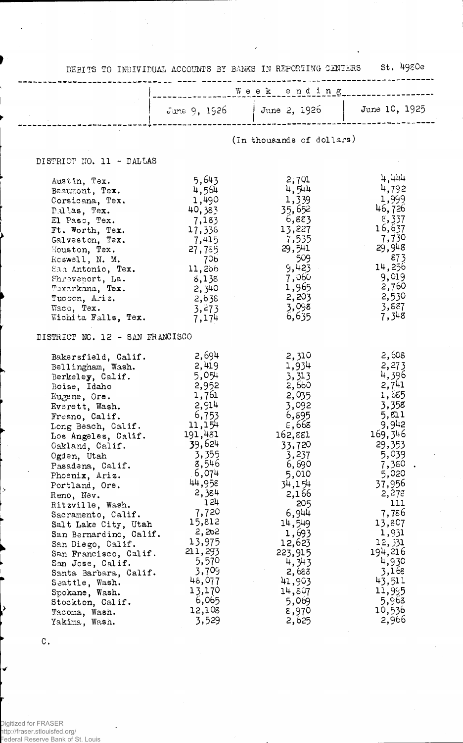DEBITS TO INDIVIDUAL ACCOUNTS BY BANKS IN REPORTING CENTERS St. 4980e

| | Week ending | | |
|---|---|---|---|
| | June 9, 1926 | June 2, 1926 | June 10, 1925 |
| | (In thousands of dollars) | | |
| **DISTRICT NO. 11 - DALLAS** | | | |
| Austin, Tex. | 5,643 | 2,791 | 4,444 |
| Beaumont, Tex. | 4,564 | 4,544 | 4,792 |
| Corsicana, Tex. | 1,490 | 1,339 | 1,999 |
| Dallas, Tex. | 40,383 | 35,652 | 46,726 |
| El Paso, Tex. | 7,183 | 6,883 | 8,337 |
| Ft. Worth, Tex. | 17,338 | 13,227 | 16,637 |
| Galveston, Tex. | 7,415 | 7,535 | 7,730 |
| Houston, Tex. | 27,785 | 29,541 | 29,948 |
| Roswell, N. M. | 706 | 509 | 873 |
| San Antonio, Tex. | 11,266 | 9,423 | 14,256 |
| Shreveport, La. | 8,138 | 7,060 | 9,019 |
| Texarkana, Tex. | 2,340 | 1,965 | 2,760 |
| Tucson, Ariz. | 2,638 | 2,203 | 2,530 |
| Waco, Tex. | 3,273 | 3,098 | 3,887 |
| Wichita Falls, Tex. | 7,174 | 6,635 | 7,348 |
| **DISTRICT NO. 12 - SAN FRANCISCO** | | | |
| Bakersfield, Calif. | 2,694 | 2,310 | 2,608 |
| Bellingham, Wash. | 2,419 | 1,934 | 2,273 |
| Berkeley, Calif. | 5,054 | 3,313 | 4,396 |
| Boise, Idaho | 2,952 | 2,660 | 2,741 |
| Eugene, Ore. | 1,761 | 2,035 | 1,685 |
| Everett, Wash. | 2,914 | 3,092 | 3,358 |
| Fresno, Calif. | 6,753 | 6,895 | 5,811 |
| Long Beach, Calif. | 11,154 | 8,668 | 9,942 |
| Los Angeles, Calif. | 191,481 | 162,881 | 169,346 |
| Oakland, Calif. | 39,624 | 33,720 | 29,353 |
| Ogden, Utah | 3,355 | 3,237 | 5,039 |
| Pasadena, Calif. | 8,546 | 6,690 | 7,380 |
| Phoenix, Ariz. | 6,074 | 5,010 | 5,020 |
| Portland, Ore. | 44,958 | 34,154 | 37,956 |
| Reno, Nev. | 2,384 | 2,166 | 2,278 |
| Ritzville, Wash. | 124 | 205 | 111 |
| Sacramento, Calif. | 7,720 | 6,944 | 7,786 |
| Salt Lake City, Utah | 15,812 | 14,549 | 13,807 |
| San Bernardino, Calif. | 2,262 | 1,693 | 1,931 |
| San Diego, Calif. | 13,975 | 12,623 | 12,331 |
| San Francisco, Calif. | 211,293 | 223,915 | 194,216 |
| San Jose, Calif. | 5,570 | 4,343 | 4,930 |
| Santa Barbara, Calif. | 3,709 | 2,688 | 3,168 |
| Seattle, Wash. | 48,077 | 41,903 | 43,511 |
| Spokane, Wash. | 13,170 | 14,807 | 11,995 |
| Stockton, Calif. | 6,065 | 5,069 | 5,968 |
| Tacoma, Wash. | 12,108 | 8,970 | 10,536 |
| Yakima, Wash. | 3,529 | 2,625 | 2,966 |

C.